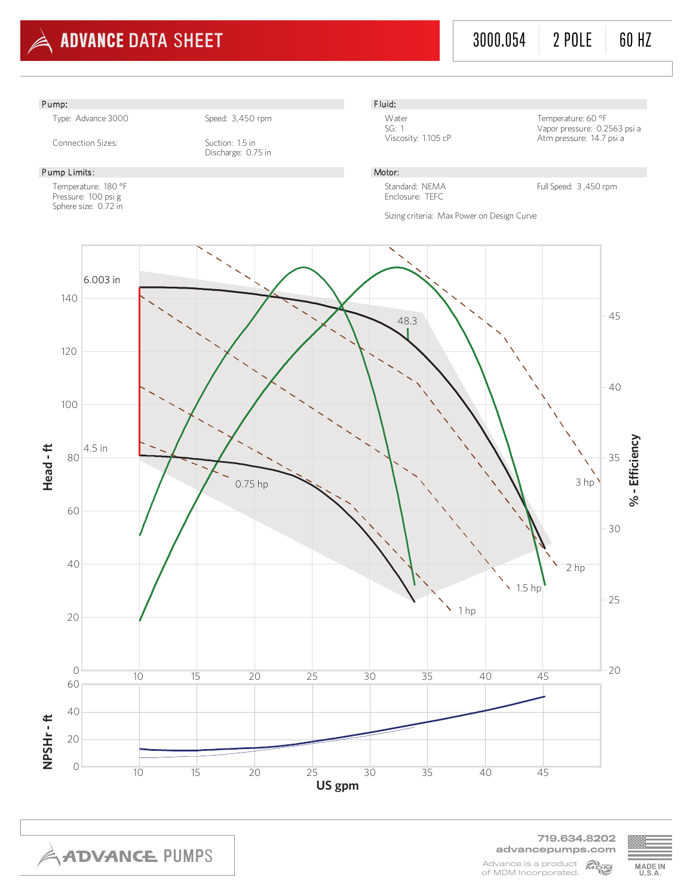# ADVANCE DATA SHEET

3000.054 | 2 POLE | 60 HZ

## Pump:

Type: Advance 3000

Speed: 3,450 rpm

Connection Sizes:

Suction: 1.5 in
Discharge: 0.75 in

## Pump Limits:

Temperature: 180 °F
Pressure: 100 psi g
Sphere size: 0.72 in

## Fluid:

Water
SG: 1
Viscosity: 1.105 cP

Temperature: 60 °F
Vapor pressure: 0.2563 psi a
Atm pressure: 14.7 psi a

## Motor:

Standard: NEMA
Enclosure: TEFC

Full Speed: 3 ,450 rpm

Sizing criteria: Max Power on Design Curve

6.003 in

4.5 in

48.3

0.75 hp

1 hp

1.5 hp

2 hp

3 hp

Head - ft

% - Efficiency

NPSHr - ft

US gpm

719.634.8202
advancepumps.com

Advance is a product of MDM Incorporated.

MADE IN U.S.A.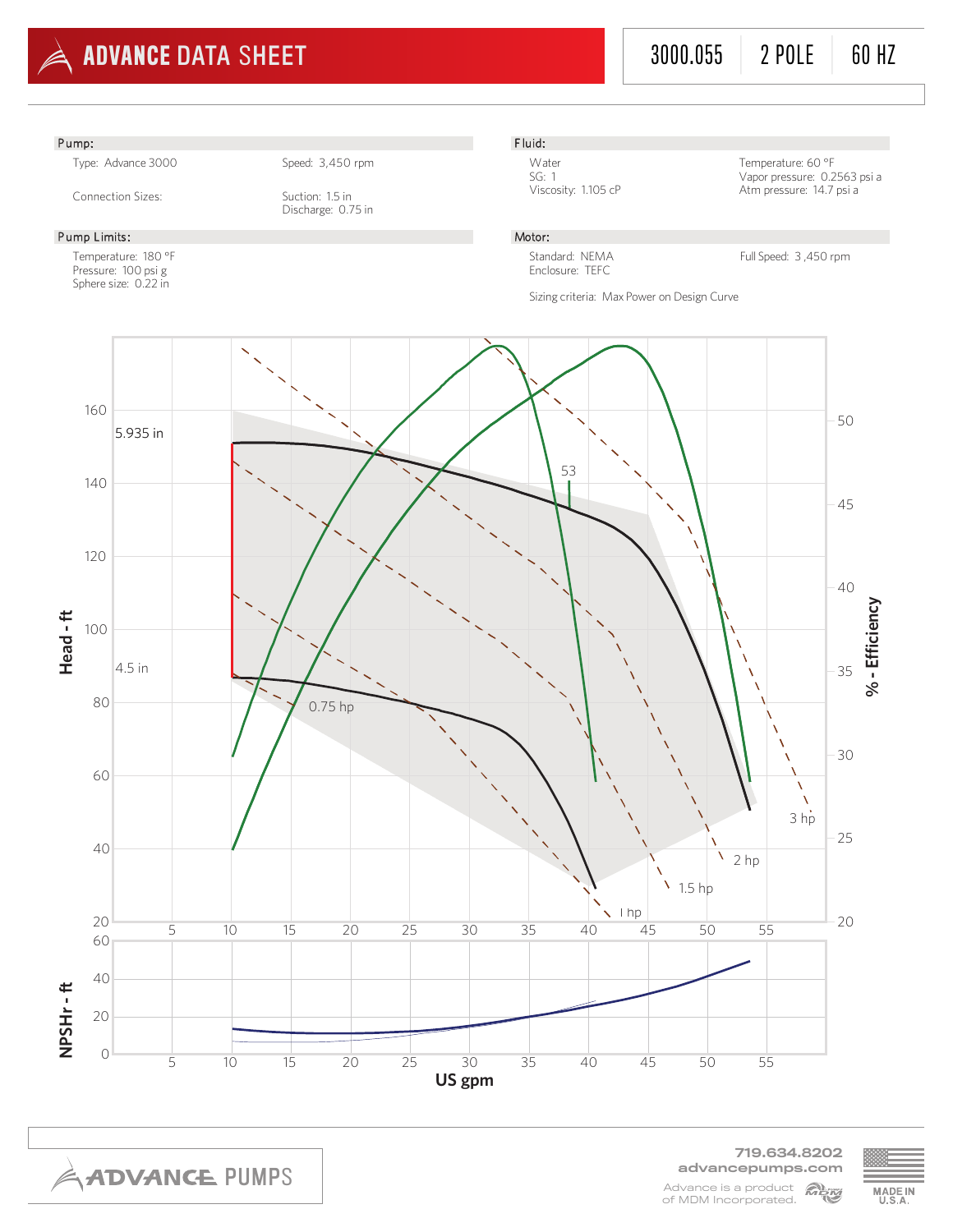# ADVANCE DATA SHEET

3000.055 | 2 POLE | 60 HZ

## Pump:

Type: Advance 3000

Speed: 3,450 rpm

Connection Sizes:

Suction: 1.5 in
Discharge: 0.75 in

## Pump Limits:

Temperature: 180 °F
Pressure: 100 psi g
Sphere size: 0.22 in

## Fluid:

Water
SG: 1
Viscosity: 1.105 cP

Temperature: 60 °F
Vapor pressure: 0.2563 psi a
Atm pressure: 14.7 psi a

## Motor:

Standard: NEMA
Enclosure: TEFC

Full Speed: 3 ,450 rpm

Sizing criteria: Max Power on Design Curve

5.935 in

4.5 in

53

0.75 hp

1 hp

1.5 hp

2 hp

3 hp

Head - ft

% - Efficiency

NPSHr - ft

US gpm

719.634.8202
advancepumps.com

Advance is a product of MDM Incorporated.

MADE IN U.S.A.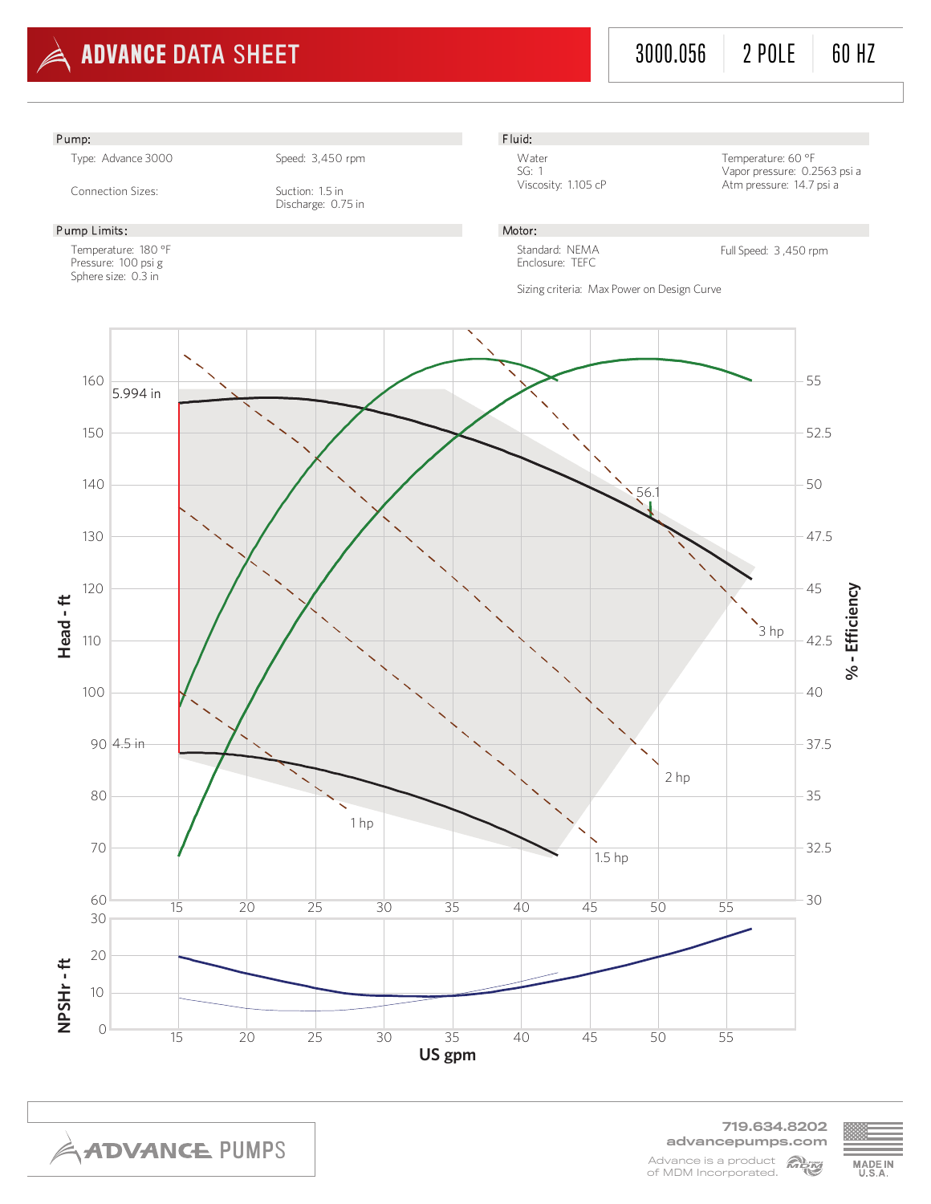# ADVANCE DATA SHEET

3000.056 | 2 POLE | 60 HZ

## Pump:

Type: Advance 3000

Speed: 3,450 rpm

Connection Sizes:

Suction: 1.5 in
Discharge: 0.75 in

## Pump Limits:

Temperature: 180 °F
Pressure: 100 psi g
Sphere size: 0.3 in

## Fluid:

Water
SG: 1
Viscosity: 1.105 cP

Temperature: 60 °F
Vapor pressure: 0.2563 psi a
Atm pressure: 14.7 psi a

## Motor:

Standard: NEMA
Enclosure: TEFC

Full Speed: 3 ,450 rpm

Sizing criteria: Max Power on Design Curve

5.994 in

4.5 in

56.1

1 hp

1.5 hp

2 hp

3 hp

Head - ft

% - Efficiency

NPSHr - ft

US gpm

719.634.8202
advancepumps.com

Advance is a product of MDM Incorporated.

MADE IN U.S.A.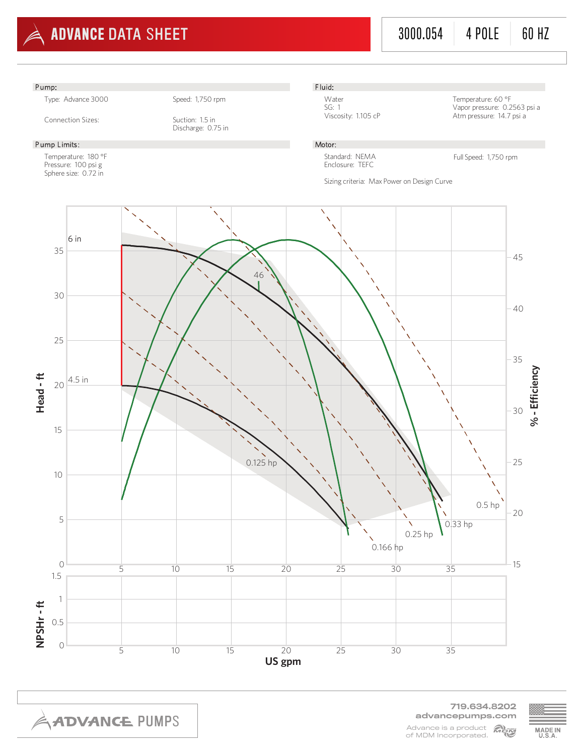# ADVANCE DATA SHEET

3000.054 | 4 POLE | 60 HZ

## Pump:

Type: Advance 3000

Speed: 1,750 rpm

Connection Sizes:

Suction: 1.5 in
Discharge: 0.75 in

## Fluid:

Water
SG: 1
Viscosity: 1.105 cP

Temperature: 60 °F
Vapor pressure: 0.2563 psi a
Atm pressure: 14.7 psi a

## Pump Limits:

Temperature: 180 °F
Pressure: 100 psi g
Sphere size: 0.72 in

## Motor:

Standard: NEMA
Enclosure: TEFC

Full Speed: 1,750 rpm

Sizing criteria: Max Power on Design Curve

6 in
4.5 in
46
0.125 hp
0.166 hp
0.25 hp
0.33 hp
0.5 hp

Head - ft
% - Efficiency
NPSHr - ft
US gpm

719.634.8202
advancepumps.com
Advance is a product of MDM Incorporated.
MADE IN U.S.A.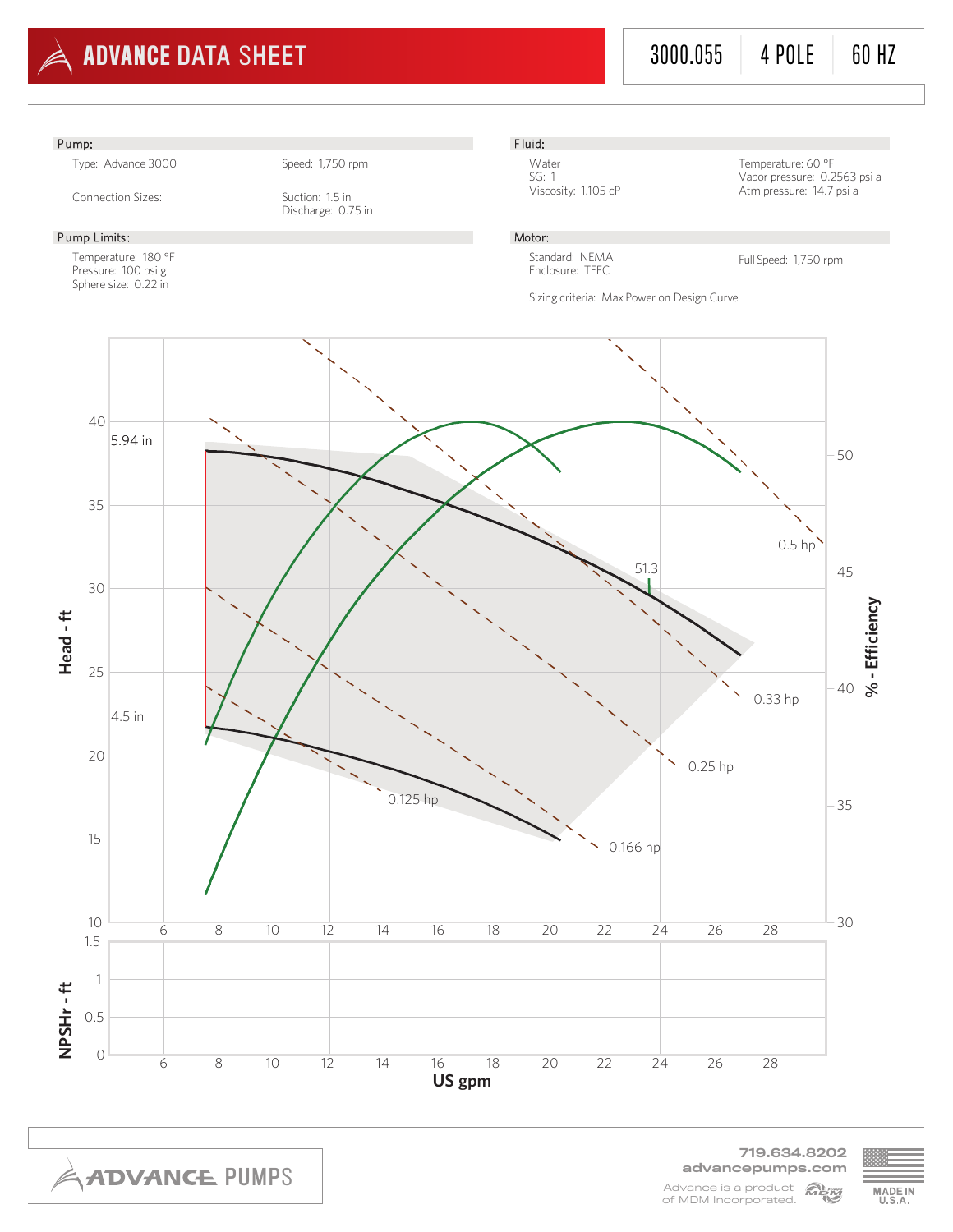# ADVANCE DATA SHEET

3000.055 | 4 POLE | 60 HZ

## Pump:

Type: Advance 3000

Speed: 1,750 rpm

Connection Sizes:

Suction: 1.5 in
Discharge: 0.75 in

## Pump Limits:

Temperature: 180 °F
Pressure: 100 psi g
Sphere size: 0.22 in

## Fluid:

Water
SG: 1
Viscosity: 1.105 cP

Temperature: 60 °F
Vapor pressure: 0.2563 psi a
Atm pressure: 14.7 psi a

## Motor:

Standard: NEMA
Enclosure: TEFC

Full Speed: 1,750 rpm

Sizing criteria: Max Power on Design Curve

5.94 in

4.5 in

51.3

0.5 hp

0.33 hp

0.25 hp

0.166 hp

0.125 hp

Head - ft

% - Efficiency

NPSHr - ft

US gpm

719.634.8202
advancepumps.com

Advance is a product of MDM Incorporated.

MADE IN U.S.A.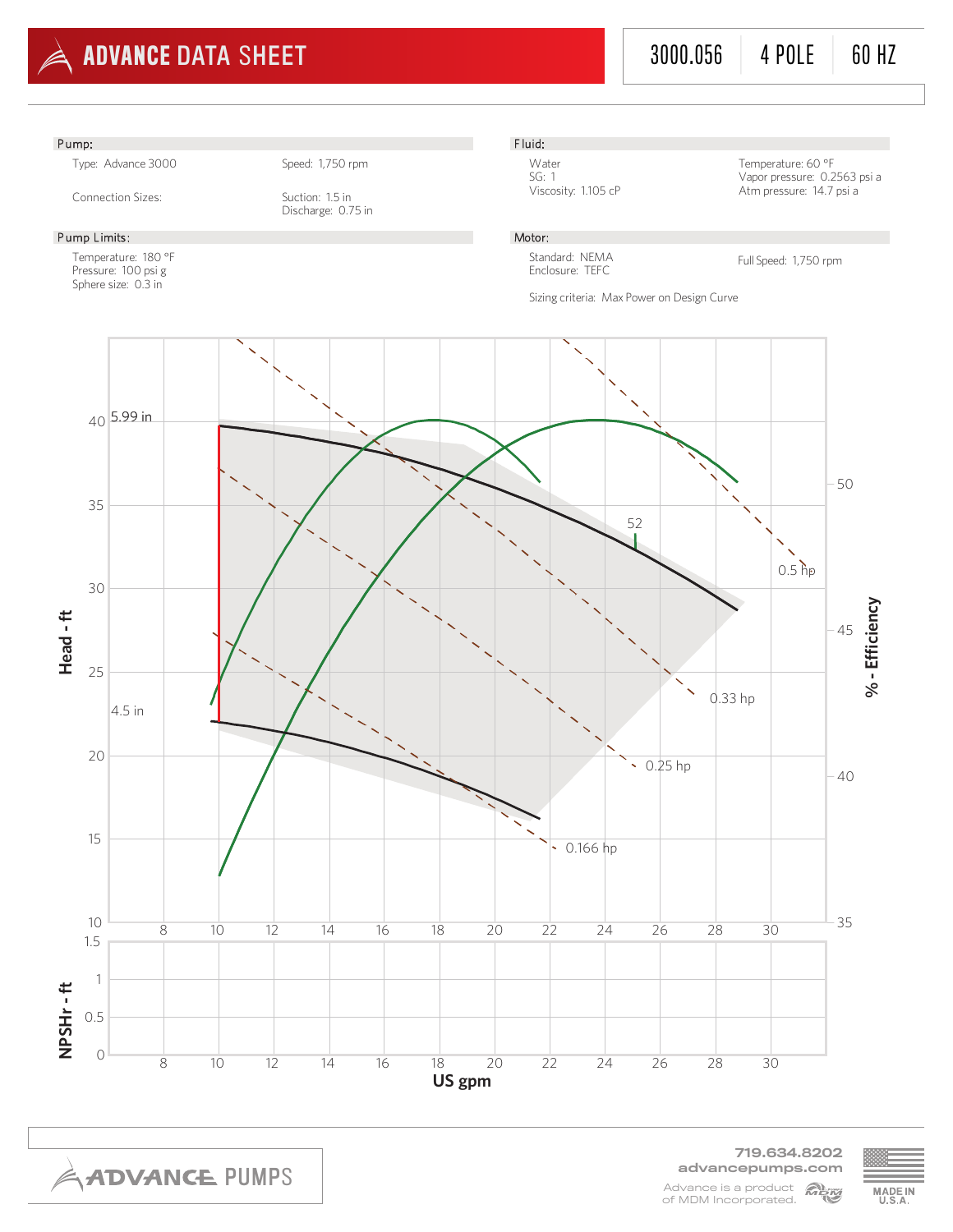# ADVANCE DATA SHEET

3000.056 | 4 POLE | 60 HZ

**Pump:**

Type: Advance 3000

Speed: 1,750 rpm

Connection Sizes:

Suction: 1.5 in
Discharge: 0.75 in

**Pump Limits:**

Temperature: 180 °F
Pressure: 100 psi g
Sphere size: 0.3 in

**Fluid:**

Water
SG: 1
Viscosity: 1.105 cP

Temperature: 60 °F
Vapor pressure: 0.2563 psi a
Atm pressure: 14.7 psi a

**Motor:**

Standard: NEMA
Enclosure: TEFC

Full Speed: 1,750 rpm

Sizing criteria: Max Power on Design Curve

5.99 in
4.5 in
52
0.5 hp
0.33 hp
0.25 hp
0.166 hp

Head - ft
40
35
30
25
20
15
10

% - Efficiency
50
45
40
35

NPSHr - ft
1.5
1
0.5
0

8 10 12 14 16 18 20 22 24 26 28 30

US gpm

719.634.8202
advancepumps.com
Advance is a product of MDM Incorporated.
MADE IN U.S.A.